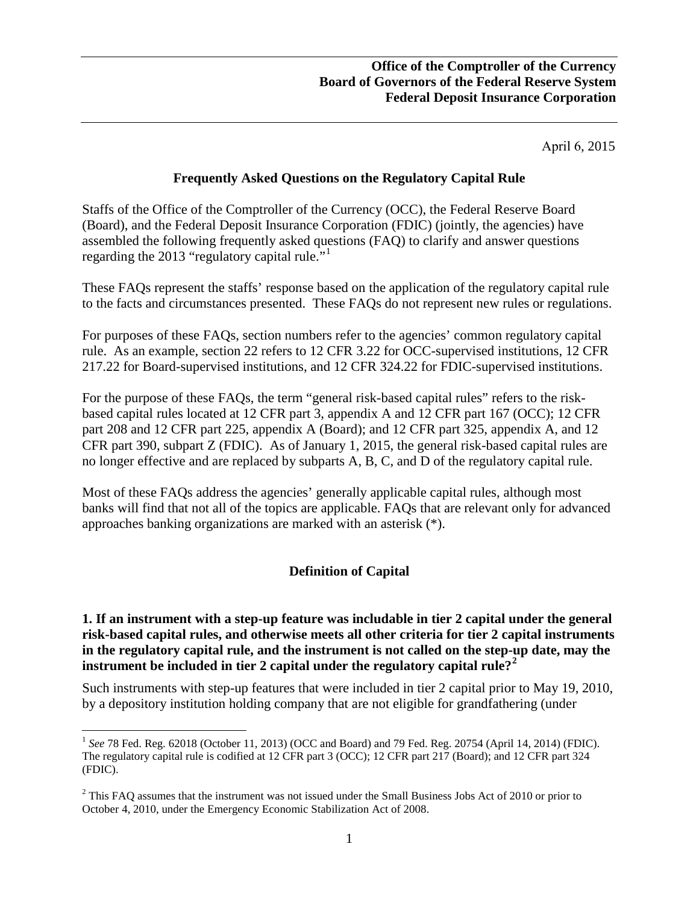**Office of the Comptroller of the Currency**
**Board of Governors of the Federal Reserve System**
**Federal Deposit Insurance Corporation**

April 6, 2015

# Frequently Asked Questions on the Regulatory Capital Rule

Staffs of the Office of the Comptroller of the Currency (OCC), the Federal Reserve Board (Board), and the Federal Deposit Insurance Corporation (FDIC) (jointly, the agencies) have assembled the following frequently asked questions (FAQ) to clarify and answer questions regarding the 2013 "regulatory capital rule."[1]

These FAQs represent the staffs' response based on the application of the regulatory capital rule to the facts and circumstances presented. These FAQs do not represent new rules or regulations.

For purposes of these FAQs, section numbers refer to the agencies' common regulatory capital rule. As an example, section 22 refers to 12 CFR 3.22 for OCC-supervised institutions, 12 CFR 217.22 for Board-supervised institutions, and 12 CFR 324.22 for FDIC-supervised institutions.

For the purpose of these FAQs, the term "general risk-based capital rules" refers to the risk-based capital rules located at 12 CFR part 3, appendix A and 12 CFR part 167 (OCC); 12 CFR part 208 and 12 CFR part 225, appendix A (Board); and 12 CFR part 325, appendix A, and 12 CFR part 390, subpart Z (FDIC). As of January 1, 2015, the general risk-based capital rules are no longer effective and are replaced by subparts A, B, C, and D of the regulatory capital rule.

Most of these FAQs address the agencies' generally applicable capital rules, although most banks will find that not all of the topics are applicable. FAQs that are relevant only for advanced approaches banking organizations are marked with an asterisk (*).

## Definition of Capital

**1. If an instrument with a step-up feature was includable in tier 2 capital under the general risk-based capital rules, and otherwise meets all other criteria for tier 2 capital instruments in the regulatory capital rule, and the instrument is not called on the step-up date, may the instrument be included in tier 2 capital under the regulatory capital rule?[2]**

Such instruments with step-up features that were included in tier 2 capital prior to May 19, 2010, by a depository institution holding company that are not eligible for grandfathering (under

---

[1] *See* 78 Fed. Reg. 62018 (October 11, 2013) (OCC and Board) and 79 Fed. Reg. 20754 (April 14, 2014) (FDIC). The regulatory capital rule is codified at 12 CFR part 3 (OCC); 12 CFR part 217 (Board); and 12 CFR part 324 (FDIC).

[2] This FAQ assumes that the instrument was not issued under the Small Business Jobs Act of 2010 or prior to October 4, 2010, under the Emergency Economic Stabilization Act of 2008.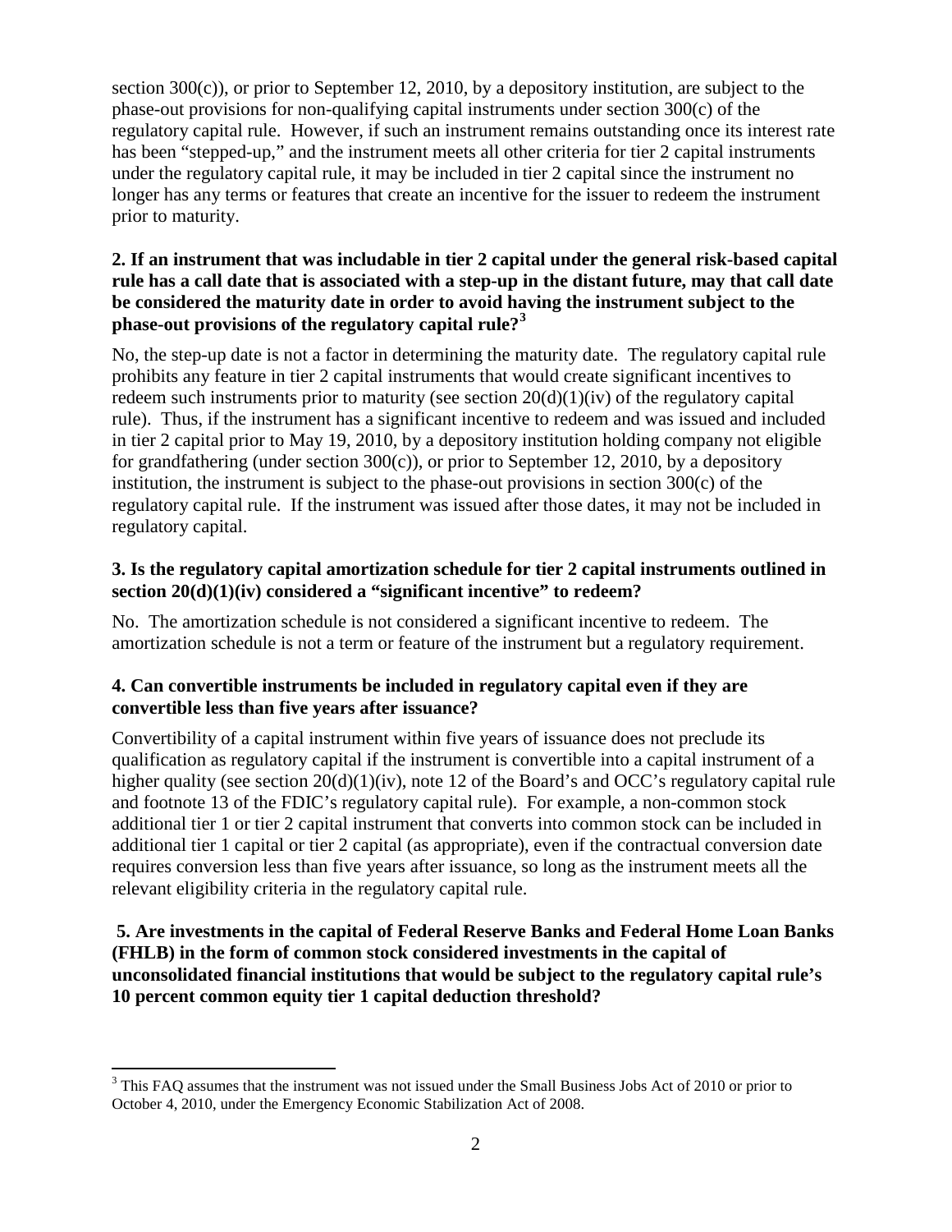section 300(c)), or prior to September 12, 2010, by a depository institution, are subject to the phase-out provisions for non-qualifying capital instruments under section 300(c) of the regulatory capital rule. However, if such an instrument remains outstanding once its interest rate has been "stepped-up," and the instrument meets all other criteria for tier 2 capital instruments under the regulatory capital rule, it may be included in tier 2 capital since the instrument no longer has any terms or features that create an incentive for the issuer to redeem the instrument prior to maturity.

**2. If an instrument that was includable in tier 2 capital under the general risk-based capital rule has a call date that is associated with a step-up in the distant future, may that call date be considered the maturity date in order to avoid having the instrument subject to the phase-out provisions of the regulatory capital rule?[3]**

No, the step-up date is not a factor in determining the maturity date. The regulatory capital rule prohibits any feature in tier 2 capital instruments that would create significant incentives to redeem such instruments prior to maturity (see section 20(d)(1)(iv) of the regulatory capital rule). Thus, if the instrument has a significant incentive to redeem and was issued and included in tier 2 capital prior to May 19, 2010, by a depository institution holding company not eligible for grandfathering (under section 300(c)), or prior to September 12, 2010, by a depository institution, the instrument is subject to the phase-out provisions in section 300(c) of the regulatory capital rule. If the instrument was issued after those dates, it may not be included in regulatory capital.

**3. Is the regulatory capital amortization schedule for tier 2 capital instruments outlined in section 20(d)(1)(iv) considered a "significant incentive" to redeem?**

No. The amortization schedule is not considered a significant incentive to redeem. The amortization schedule is not a term or feature of the instrument but a regulatory requirement.

**4. Can convertible instruments be included in regulatory capital even if they are convertible less than five years after issuance?**

Convertibility of a capital instrument within five years of issuance does not preclude its qualification as regulatory capital if the instrument is convertible into a capital instrument of a higher quality (see section 20(d)(1)(iv), note 12 of the Board's and OCC's regulatory capital rule and footnote 13 of the FDIC's regulatory capital rule). For example, a non-common stock additional tier 1 or tier 2 capital instrument that converts into common stock can be included in additional tier 1 capital or tier 2 capital (as appropriate), even if the contractual conversion date requires conversion less than five years after issuance, so long as the instrument meets all the relevant eligibility criteria in the regulatory capital rule.

**5. Are investments in the capital of Federal Reserve Banks and Federal Home Loan Banks (FHLB) in the form of common stock considered investments in the capital of unconsolidated financial institutions that would be subject to the regulatory capital rule's 10 percent common equity tier 1 capital deduction threshold?**

---

[3] This FAQ assumes that the instrument was not issued under the Small Business Jobs Act of 2010 or prior to October 4, 2010, under the Emergency Economic Stabilization Act of 2008.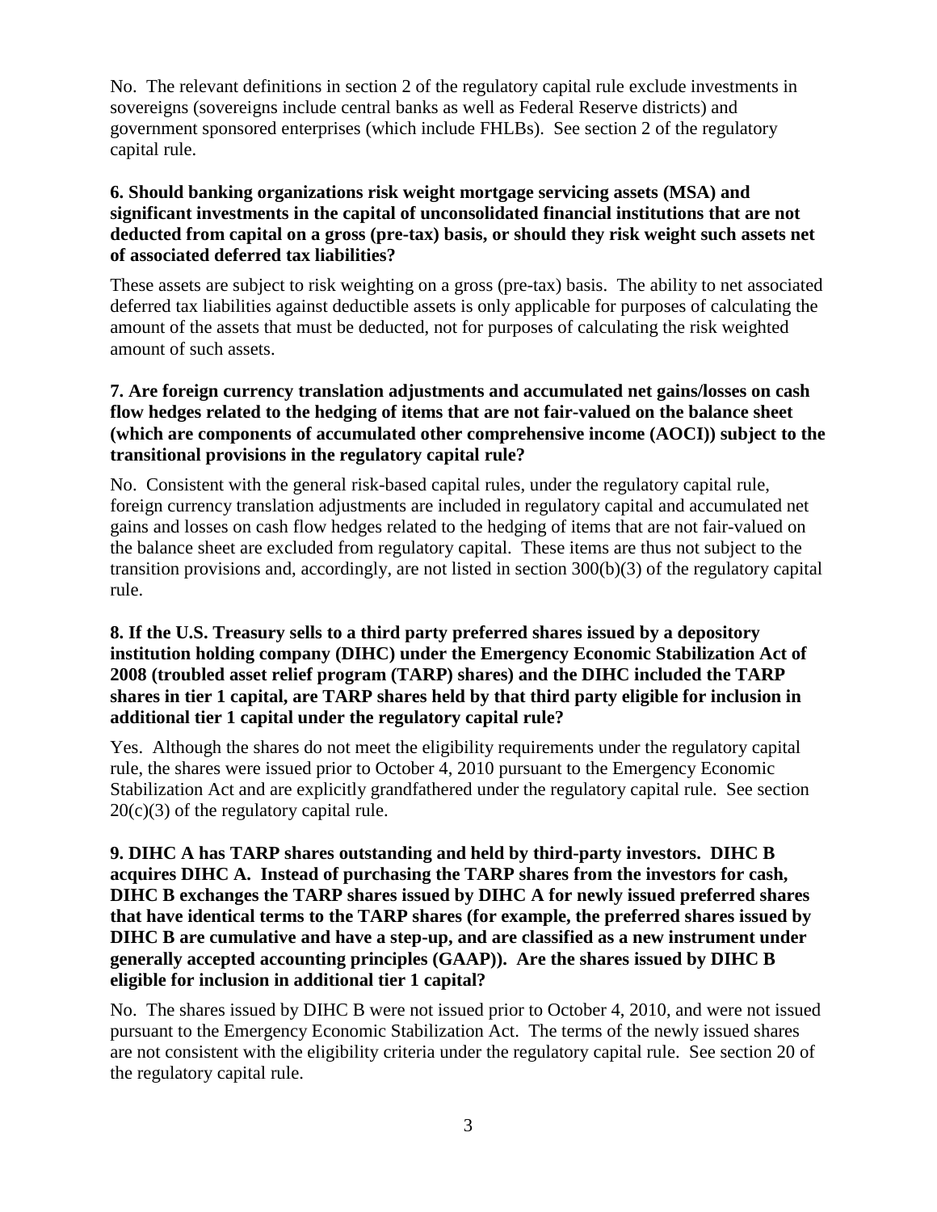No. The relevant definitions in section 2 of the regulatory capital rule exclude investments in sovereigns (sovereigns include central banks as well as Federal Reserve districts) and government sponsored enterprises (which include FHLBs). See section 2 of the regulatory capital rule.

**6. Should banking organizations risk weight mortgage servicing assets (MSA) and significant investments in the capital of unconsolidated financial institutions that are not deducted from capital on a gross (pre-tax) basis, or should they risk weight such assets net of associated deferred tax liabilities?**

These assets are subject to risk weighting on a gross (pre-tax) basis. The ability to net associated deferred tax liabilities against deductible assets is only applicable for purposes of calculating the amount of the assets that must be deducted, not for purposes of calculating the risk weighted amount of such assets.

**7. Are foreign currency translation adjustments and accumulated net gains/losses on cash flow hedges related to the hedging of items that are not fair-valued on the balance sheet (which are components of accumulated other comprehensive income (AOCI)) subject to the transitional provisions in the regulatory capital rule?**

No. Consistent with the general risk-based capital rules, under the regulatory capital rule, foreign currency translation adjustments are included in regulatory capital and accumulated net gains and losses on cash flow hedges related to the hedging of items that are not fair-valued on the balance sheet are excluded from regulatory capital. These items are thus not subject to the transition provisions and, accordingly, are not listed in section 300(b)(3) of the regulatory capital rule.

**8. If the U.S. Treasury sells to a third party preferred shares issued by a depository institution holding company (DIHC) under the Emergency Economic Stabilization Act of 2008 (troubled asset relief program (TARP) shares) and the DIHC included the TARP shares in tier 1 capital, are TARP shares held by that third party eligible for inclusion in additional tier 1 capital under the regulatory capital rule?**

Yes. Although the shares do not meet the eligibility requirements under the regulatory capital rule, the shares were issued prior to October 4, 2010 pursuant to the Emergency Economic Stabilization Act and are explicitly grandfathered under the regulatory capital rule. See section 20(c)(3) of the regulatory capital rule.

**9. DIHC A has TARP shares outstanding and held by third-party investors. DIHC B acquires DIHC A. Instead of purchasing the TARP shares from the investors for cash, DIHC B exchanges the TARP shares issued by DIHC A for newly issued preferred shares that have identical terms to the TARP shares (for example, the preferred shares issued by DIHC B are cumulative and have a step-up, and are classified as a new instrument under generally accepted accounting principles (GAAP)). Are the shares issued by DIHC B eligible for inclusion in additional tier 1 capital?**

No. The shares issued by DIHC B were not issued prior to October 4, 2010, and were not issued pursuant to the Emergency Economic Stabilization Act. The terms of the newly issued shares are not consistent with the eligibility criteria under the regulatory capital rule. See section 20 of the regulatory capital rule.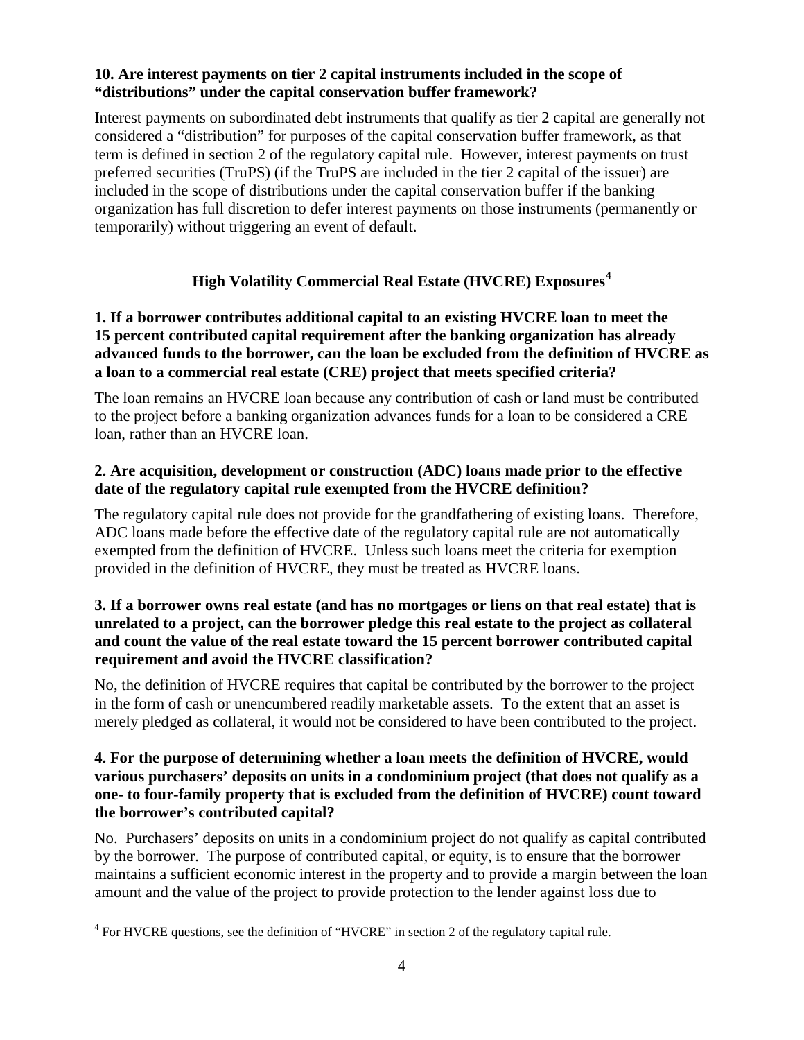**10. Are interest payments on tier 2 capital instruments included in the scope of "distributions" under the capital conservation buffer framework?**

Interest payments on subordinated debt instruments that qualify as tier 2 capital are generally not considered a "distribution" for purposes of the capital conservation buffer framework, as that term is defined in section 2 of the regulatory capital rule. However, interest payments on trust preferred securities (TruPS) (if the TruPS are included in the tier 2 capital of the issuer) are included in the scope of distributions under the capital conservation buffer if the banking organization has full discretion to defer interest payments on those instruments (permanently or temporarily) without triggering an event of default.

## High Volatility Commercial Real Estate (HVCRE) Exposures[4]

**1. If a borrower contributes additional capital to an existing HVCRE loan to meet the 15 percent contributed capital requirement after the banking organization has already advanced funds to the borrower, can the loan be excluded from the definition of HVCRE as a loan to a commercial real estate (CRE) project that meets specified criteria?**

The loan remains an HVCRE loan because any contribution of cash or land must be contributed to the project before a banking organization advances funds for a loan to be considered a CRE loan, rather than an HVCRE loan.

**2. Are acquisition, development or construction (ADC) loans made prior to the effective date of the regulatory capital rule exempted from the HVCRE definition?**

The regulatory capital rule does not provide for the grandfathering of existing loans. Therefore, ADC loans made before the effective date of the regulatory capital rule are not automatically exempted from the definition of HVCRE. Unless such loans meet the criteria for exemption provided in the definition of HVCRE, they must be treated as HVCRE loans.

**3. If a borrower owns real estate (and has no mortgages or liens on that real estate) that is unrelated to a project, can the borrower pledge this real estate to the project as collateral and count the value of the real estate toward the 15 percent borrower contributed capital requirement and avoid the HVCRE classification?**

No, the definition of HVCRE requires that capital be contributed by the borrower to the project in the form of cash or unencumbered readily marketable assets. To the extent that an asset is merely pledged as collateral, it would not be considered to have been contributed to the project.

**4. For the purpose of determining whether a loan meets the definition of HVCRE, would various purchasers' deposits on units in a condominium project (that does not qualify as a one- to four-family property that is excluded from the definition of HVCRE) count toward the borrower's contributed capital?**

No. Purchasers' deposits on units in a condominium project do not qualify as capital contributed by the borrower. The purpose of contributed capital, or equity, is to ensure that the borrower maintains a sufficient economic interest in the property and to provide a margin between the loan amount and the value of the project to provide protection to the lender against loss due to

[4] For HVCRE questions, see the definition of "HVCRE" in section 2 of the regulatory capital rule.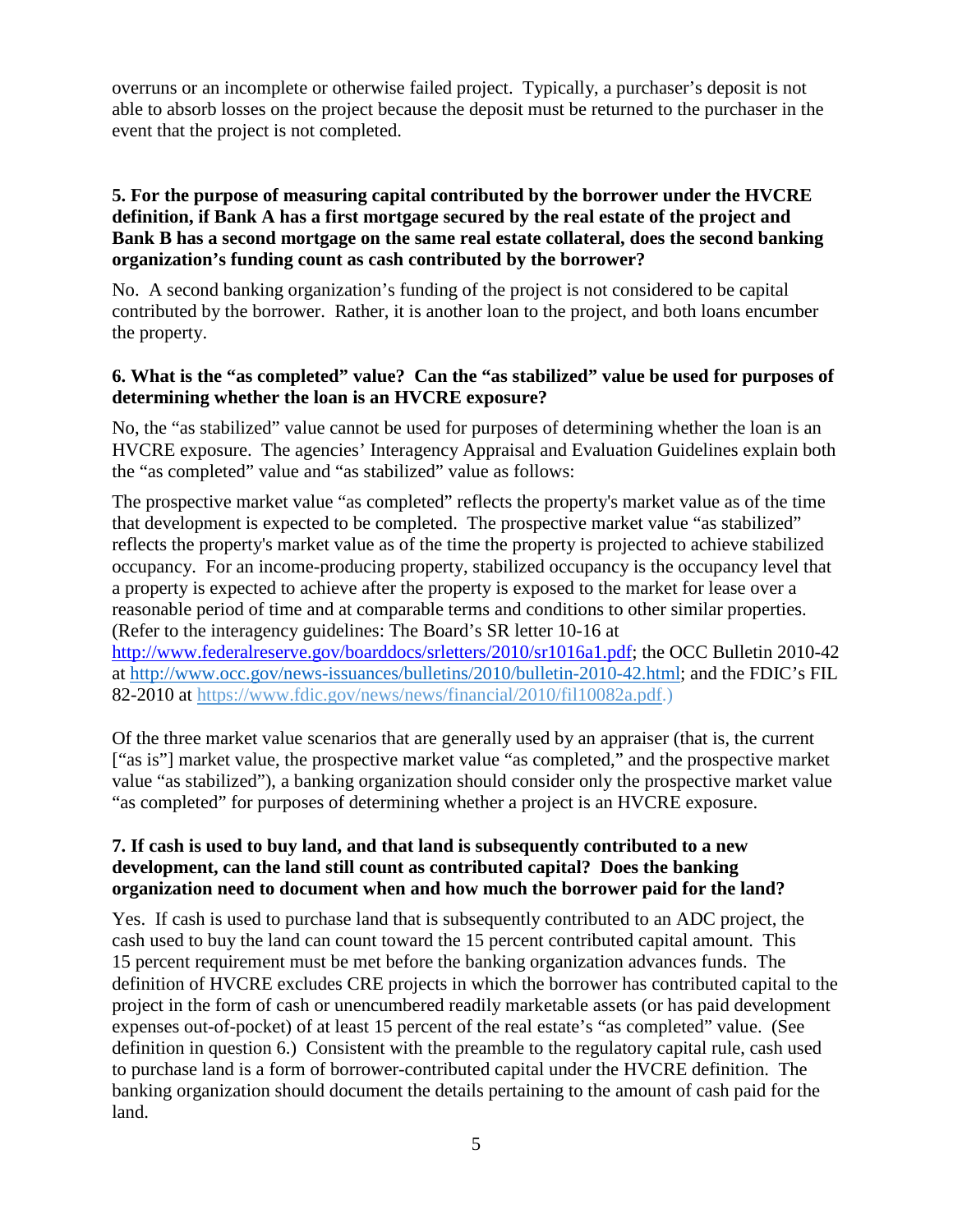overruns or an incomplete or otherwise failed project. Typically, a purchaser's deposit is not able to absorb losses on the project because the deposit must be returned to the purchaser in the event that the project is not completed.

**5. For the purpose of measuring capital contributed by the borrower under the HVCRE definition, if Bank A has a first mortgage secured by the real estate of the project and Bank B has a second mortgage on the same real estate collateral, does the second banking organization's funding count as cash contributed by the borrower?**

No. A second banking organization's funding of the project is not considered to be capital contributed by the borrower. Rather, it is another loan to the project, and both loans encumber the property.

**6. What is the "as completed" value? Can the "as stabilized" value be used for purposes of determining whether the loan is an HVCRE exposure?**

No, the "as stabilized" value cannot be used for purposes of determining whether the loan is an HVCRE exposure. The agencies' Interagency Appraisal and Evaluation Guidelines explain both the "as completed" value and "as stabilized" value as follows:

The prospective market value "as completed" reflects the property's market value as of the time that development is expected to be completed. The prospective market value "as stabilized" reflects the property's market value as of the time the property is projected to achieve stabilized occupancy. For an income-producing property, stabilized occupancy is the occupancy level that a property is expected to achieve after the property is exposed to the market for lease over a reasonable period of time and at comparable terms and conditions to other similar properties. (Refer to the interagency guidelines: The Board's SR letter 10-16 at http://www.federalreserve.gov/boarddocs/srletters/2010/sr1016a1.pdf; the OCC Bulletin 2010-42 at http://www.occ.gov/news-issuances/bulletins/2010/bulletin-2010-42.html; and the FDIC's FIL 82-2010 at https://www.fdic.gov/news/news/financial/2010/fil10082a.pdf.)

Of the three market value scenarios that are generally used by an appraiser (that is, the current ["as is"] market value, the prospective market value "as completed," and the prospective market value "as stabilized"), a banking organization should consider only the prospective market value "as completed" for purposes of determining whether a project is an HVCRE exposure.

**7. If cash is used to buy land, and that land is subsequently contributed to a new development, can the land still count as contributed capital? Does the banking organization need to document when and how much the borrower paid for the land?**

Yes. If cash is used to purchase land that is subsequently contributed to an ADC project, the cash used to buy the land can count toward the 15 percent contributed capital amount. This 15 percent requirement must be met before the banking organization advances funds. The definition of HVCRE excludes CRE projects in which the borrower has contributed capital to the project in the form of cash or unencumbered readily marketable assets (or has paid development expenses out-of-pocket) of at least 15 percent of the real estate's "as completed" value. (See definition in question 6.) Consistent with the preamble to the regulatory capital rule, cash used to purchase land is a form of borrower-contributed capital under the HVCRE definition. The banking organization should document the details pertaining to the amount of cash paid for the land.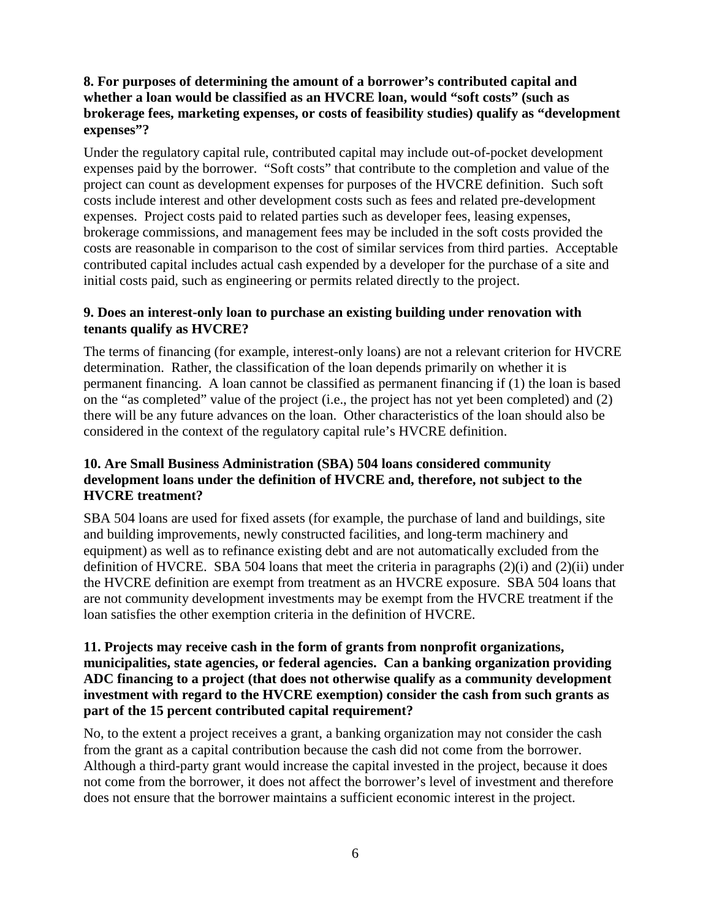**8. For purposes of determining the amount of a borrower's contributed capital and whether a loan would be classified as an HVCRE loan, would "soft costs" (such as brokerage fees, marketing expenses, or costs of feasibility studies) qualify as "development expenses"?**

Under the regulatory capital rule, contributed capital may include out-of-pocket development expenses paid by the borrower. "Soft costs" that contribute to the completion and value of the project can count as development expenses for purposes of the HVCRE definition. Such soft costs include interest and other development costs such as fees and related pre-development expenses. Project costs paid to related parties such as developer fees, leasing expenses, brokerage commissions, and management fees may be included in the soft costs provided the costs are reasonable in comparison to the cost of similar services from third parties. Acceptable contributed capital includes actual cash expended by a developer for the purchase of a site and initial costs paid, such as engineering or permits related directly to the project.

**9. Does an interest-only loan to purchase an existing building under renovation with tenants qualify as HVCRE?**

The terms of financing (for example, interest-only loans) are not a relevant criterion for HVCRE determination. Rather, the classification of the loan depends primarily on whether it is permanent financing. A loan cannot be classified as permanent financing if (1) the loan is based on the "as completed" value of the project (i.e., the project has not yet been completed) and (2) there will be any future advances on the loan. Other characteristics of the loan should also be considered in the context of the regulatory capital rule's HVCRE definition.

**10. Are Small Business Administration (SBA) 504 loans considered community development loans under the definition of HVCRE and, therefore, not subject to the HVCRE treatment?**

SBA 504 loans are used for fixed assets (for example, the purchase of land and buildings, site and building improvements, newly constructed facilities, and long-term machinery and equipment) as well as to refinance existing debt and are not automatically excluded from the definition of HVCRE. SBA 504 loans that meet the criteria in paragraphs (2)(i) and (2)(ii) under the HVCRE definition are exempt from treatment as an HVCRE exposure. SBA 504 loans that are not community development investments may be exempt from the HVCRE treatment if the loan satisfies the other exemption criteria in the definition of HVCRE.

**11. Projects may receive cash in the form of grants from nonprofit organizations, municipalities, state agencies, or federal agencies. Can a banking organization providing ADC financing to a project (that does not otherwise qualify as a community development investment with regard to the HVCRE exemption) consider the cash from such grants as part of the 15 percent contributed capital requirement?**

No, to the extent a project receives a grant, a banking organization may not consider the cash from the grant as a capital contribution because the cash did not come from the borrower. Although a third-party grant would increase the capital invested in the project, because it does not come from the borrower, it does not affect the borrower's level of investment and therefore does not ensure that the borrower maintains a sufficient economic interest in the project.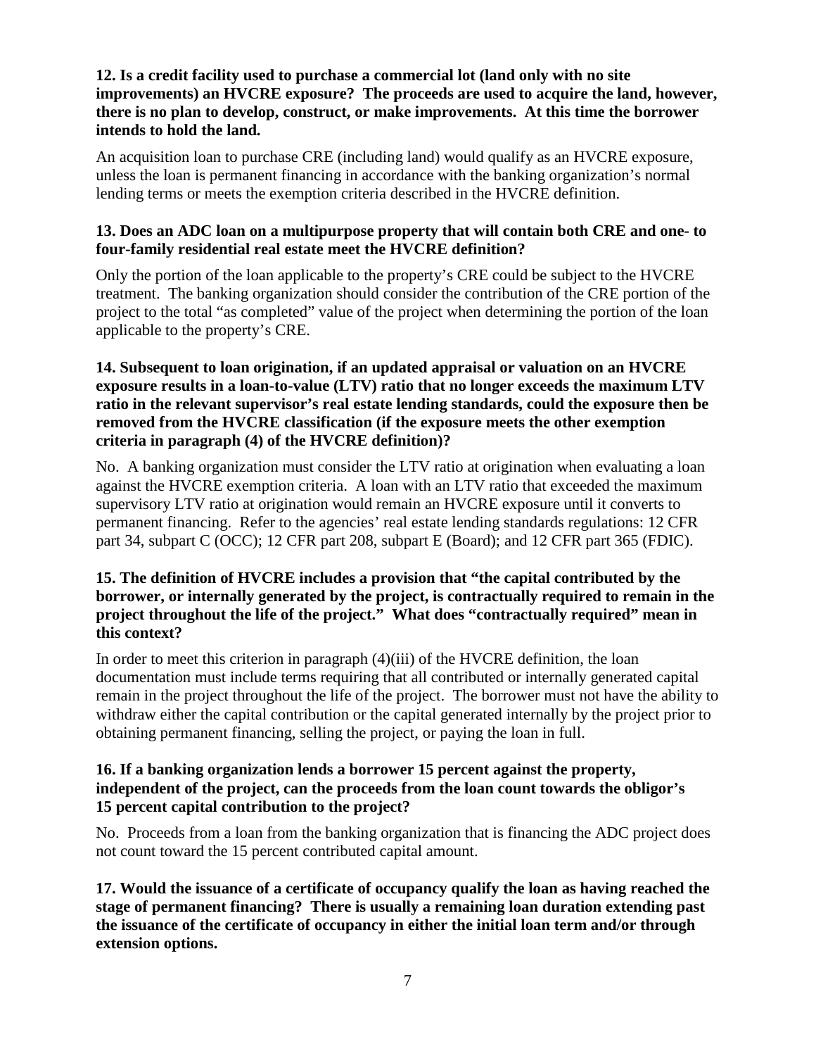**12. Is a credit facility used to purchase a commercial lot (land only with no site improvements) an HVCRE exposure? The proceeds are used to acquire the land, however, there is no plan to develop, construct, or make improvements. At this time the borrower intends to hold the land.**

An acquisition loan to purchase CRE (including land) would qualify as an HVCRE exposure, unless the loan is permanent financing in accordance with the banking organization's normal lending terms or meets the exemption criteria described in the HVCRE definition.

**13. Does an ADC loan on a multipurpose property that will contain both CRE and one- to four-family residential real estate meet the HVCRE definition?**

Only the portion of the loan applicable to the property's CRE could be subject to the HVCRE treatment. The banking organization should consider the contribution of the CRE portion of the project to the total "as completed" value of the project when determining the portion of the loan applicable to the property's CRE.

**14. Subsequent to loan origination, if an updated appraisal or valuation on an HVCRE exposure results in a loan-to-value (LTV) ratio that no longer exceeds the maximum LTV ratio in the relevant supervisor's real estate lending standards, could the exposure then be removed from the HVCRE classification (if the exposure meets the other exemption criteria in paragraph (4) of the HVCRE definition)?**

No. A banking organization must consider the LTV ratio at origination when evaluating a loan against the HVCRE exemption criteria. A loan with an LTV ratio that exceeded the maximum supervisory LTV ratio at origination would remain an HVCRE exposure until it converts to permanent financing. Refer to the agencies' real estate lending standards regulations: 12 CFR part 34, subpart C (OCC); 12 CFR part 208, subpart E (Board); and 12 CFR part 365 (FDIC).

**15. The definition of HVCRE includes a provision that "the capital contributed by the borrower, or internally generated by the project, is contractually required to remain in the project throughout the life of the project." What does "contractually required" mean in this context?**

In order to meet this criterion in paragraph (4)(iii) of the HVCRE definition, the loan documentation must include terms requiring that all contributed or internally generated capital remain in the project throughout the life of the project. The borrower must not have the ability to withdraw either the capital contribution or the capital generated internally by the project prior to obtaining permanent financing, selling the project, or paying the loan in full.

**16. If a banking organization lends a borrower 15 percent against the property, independent of the project, can the proceeds from the loan count towards the obligor's 15 percent capital contribution to the project?**

No. Proceeds from a loan from the banking organization that is financing the ADC project does not count toward the 15 percent contributed capital amount.

**17. Would the issuance of a certificate of occupancy qualify the loan as having reached the stage of permanent financing? There is usually a remaining loan duration extending past the issuance of the certificate of occupancy in either the initial loan term and/or through extension options.**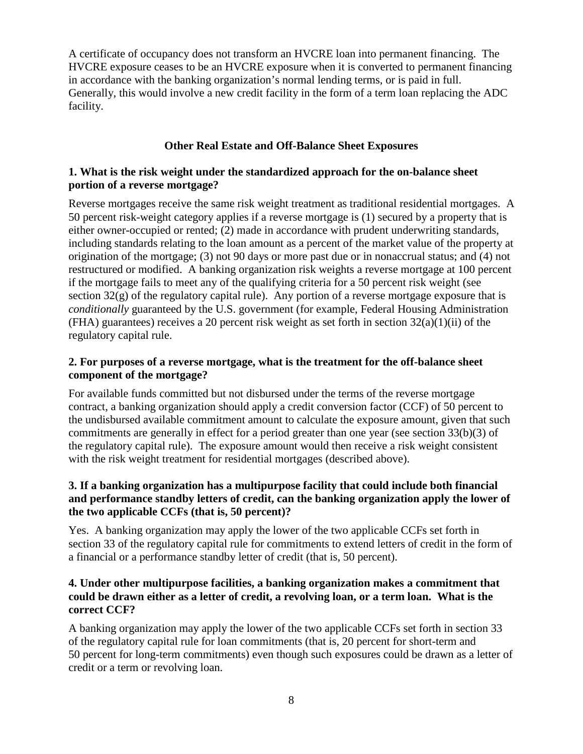A certificate of occupancy does not transform an HVCRE loan into permanent financing. The HVCRE exposure ceases to be an HVCRE exposure when it is converted to permanent financing in accordance with the banking organization's normal lending terms, or is paid in full. Generally, this would involve a new credit facility in the form of a term loan replacing the ADC facility.

## Other Real Estate and Off-Balance Sheet Exposures

**1. What is the risk weight under the standardized approach for the on-balance sheet portion of a reverse mortgage?**

Reverse mortgages receive the same risk weight treatment as traditional residential mortgages. A 50 percent risk-weight category applies if a reverse mortgage is (1) secured by a property that is either owner-occupied or rented; (2) made in accordance with prudent underwriting standards, including standards relating to the loan amount as a percent of the market value of the property at origination of the mortgage; (3) not 90 days or more past due or in nonaccrual status; and (4) not restructured or modified. A banking organization risk weights a reverse mortgage at 100 percent if the mortgage fails to meet any of the qualifying criteria for a 50 percent risk weight (see section 32(g) of the regulatory capital rule). Any portion of a reverse mortgage exposure that is *conditionally* guaranteed by the U.S. government (for example, Federal Housing Administration (FHA) guarantees) receives a 20 percent risk weight as set forth in section 32(a)(1)(ii) of the regulatory capital rule.

**2. For purposes of a reverse mortgage, what is the treatment for the off-balance sheet component of the mortgage?**

For available funds committed but not disbursed under the terms of the reverse mortgage contract, a banking organization should apply a credit conversion factor (CCF) of 50 percent to the undisbursed available commitment amount to calculate the exposure amount, given that such commitments are generally in effect for a period greater than one year (see section 33(b)(3) of the regulatory capital rule). The exposure amount would then receive a risk weight consistent with the risk weight treatment for residential mortgages (described above).

**3. If a banking organization has a multipurpose facility that could include both financial and performance standby letters of credit, can the banking organization apply the lower of the two applicable CCFs (that is, 50 percent)?**

Yes. A banking organization may apply the lower of the two applicable CCFs set forth in section 33 of the regulatory capital rule for commitments to extend letters of credit in the form of a financial or a performance standby letter of credit (that is, 50 percent).

**4. Under other multipurpose facilities, a banking organization makes a commitment that could be drawn either as a letter of credit, a revolving loan, or a term loan. What is the correct CCF?**

A banking organization may apply the lower of the two applicable CCFs set forth in section 33 of the regulatory capital rule for loan commitments (that is, 20 percent for short-term and 50 percent for long-term commitments) even though such exposures could be drawn as a letter of credit or a term or revolving loan.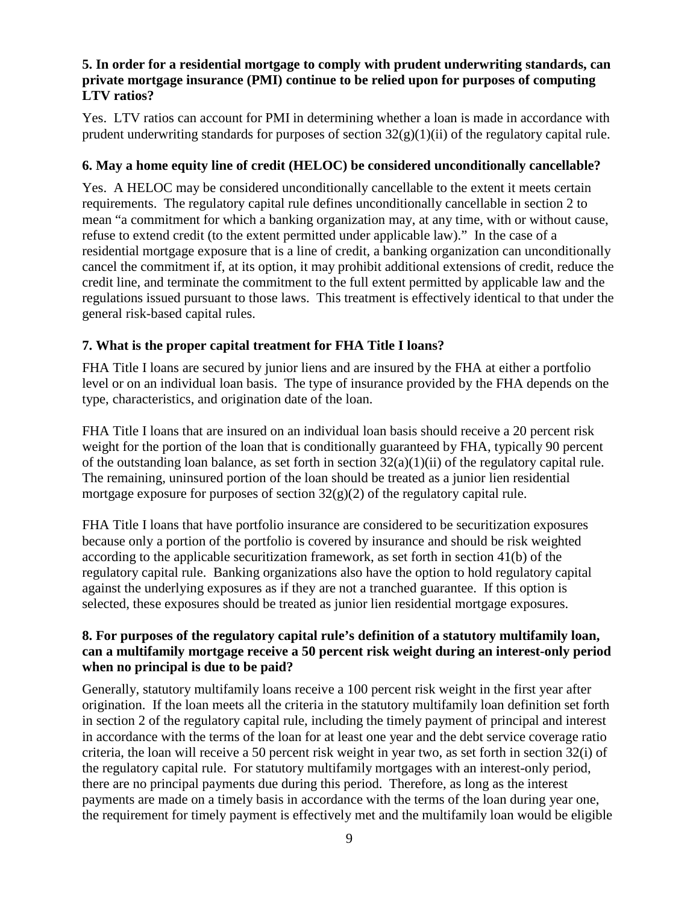**5. In order for a residential mortgage to comply with prudent underwriting standards, can private mortgage insurance (PMI) continue to be relied upon for purposes of computing LTV ratios?**

Yes. LTV ratios can account for PMI in determining whether a loan is made in accordance with prudent underwriting standards for purposes of section 32(g)(1)(ii) of the regulatory capital rule.

**6. May a home equity line of credit (HELOC) be considered unconditionally cancellable?**

Yes. A HELOC may be considered unconditionally cancellable to the extent it meets certain requirements. The regulatory capital rule defines unconditionally cancellable in section 2 to mean "a commitment for which a banking organization may, at any time, with or without cause, refuse to extend credit (to the extent permitted under applicable law)." In the case of a residential mortgage exposure that is a line of credit, a banking organization can unconditionally cancel the commitment if, at its option, it may prohibit additional extensions of credit, reduce the credit line, and terminate the commitment to the full extent permitted by applicable law and the regulations issued pursuant to those laws. This treatment is effectively identical to that under the general risk-based capital rules.

**7. What is the proper capital treatment for FHA Title I loans?**

FHA Title I loans are secured by junior liens and are insured by the FHA at either a portfolio level or on an individual loan basis. The type of insurance provided by the FHA depends on the type, characteristics, and origination date of the loan.

FHA Title I loans that are insured on an individual loan basis should receive a 20 percent risk weight for the portion of the loan that is conditionally guaranteed by FHA, typically 90 percent of the outstanding loan balance, as set forth in section 32(a)(1)(ii) of the regulatory capital rule. The remaining, uninsured portion of the loan should be treated as a junior lien residential mortgage exposure for purposes of section 32(g)(2) of the regulatory capital rule.

FHA Title I loans that have portfolio insurance are considered to be securitization exposures because only a portion of the portfolio is covered by insurance and should be risk weighted according to the applicable securitization framework, as set forth in section 41(b) of the regulatory capital rule. Banking organizations also have the option to hold regulatory capital against the underlying exposures as if they are not a tranched guarantee. If this option is selected, these exposures should be treated as junior lien residential mortgage exposures.

**8. For purposes of the regulatory capital rule's definition of a statutory multifamily loan, can a multifamily mortgage receive a 50 percent risk weight during an interest-only period when no principal is due to be paid?**

Generally, statutory multifamily loans receive a 100 percent risk weight in the first year after origination. If the loan meets all the criteria in the statutory multifamily loan definition set forth in section 2 of the regulatory capital rule, including the timely payment of principal and interest in accordance with the terms of the loan for at least one year and the debt service coverage ratio criteria, the loan will receive a 50 percent risk weight in year two, as set forth in section 32(i) of the regulatory capital rule. For statutory multifamily mortgages with an interest-only period, there are no principal payments due during this period. Therefore, as long as the interest payments are made on a timely basis in accordance with the terms of the loan during year one, the requirement for timely payment is effectively met and the multifamily loan would be eligible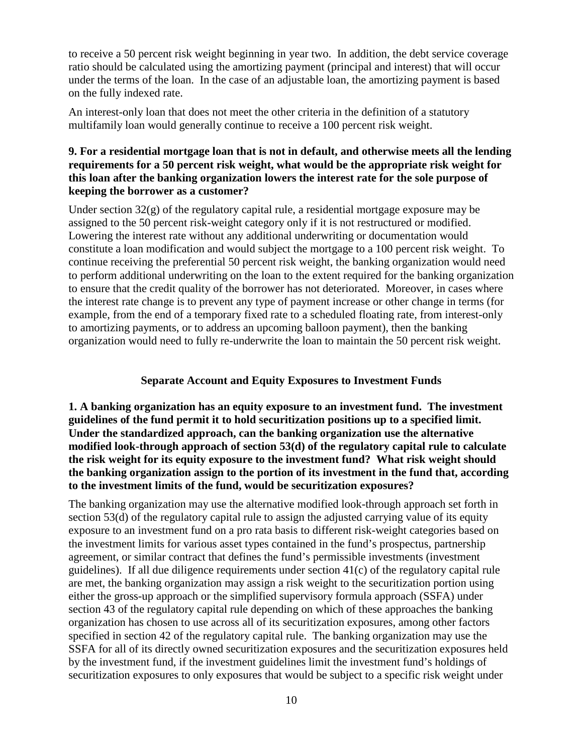to receive a 50 percent risk weight beginning in year two. In addition, the debt service coverage ratio should be calculated using the amortizing payment (principal and interest) that will occur under the terms of the loan. In the case of an adjustable loan, the amortizing payment is based on the fully indexed rate.

An interest-only loan that does not meet the other criteria in the definition of a statutory multifamily loan would generally continue to receive a 100 percent risk weight.

**9. For a residential mortgage loan that is not in default, and otherwise meets all the lending requirements for a 50 percent risk weight, what would be the appropriate risk weight for this loan after the banking organization lowers the interest rate for the sole purpose of keeping the borrower as a customer?**

Under section 32(g) of the regulatory capital rule, a residential mortgage exposure may be assigned to the 50 percent risk-weight category only if it is not restructured or modified. Lowering the interest rate without any additional underwriting or documentation would constitute a loan modification and would subject the mortgage to a 100 percent risk weight. To continue receiving the preferential 50 percent risk weight, the banking organization would need to perform additional underwriting on the loan to the extent required for the banking organization to ensure that the credit quality of the borrower has not deteriorated. Moreover, in cases where the interest rate change is to prevent any type of payment increase or other change in terms (for example, from the end of a temporary fixed rate to a scheduled floating rate, from interest-only to amortizing payments, or to address an upcoming balloon payment), then the banking organization would need to fully re-underwrite the loan to maintain the 50 percent risk weight.

## Separate Account and Equity Exposures to Investment Funds

**1. A banking organization has an equity exposure to an investment fund. The investment guidelines of the fund permit it to hold securitization positions up to a specified limit. Under the standardized approach, can the banking organization use the alternative modified look-through approach of section 53(d) of the regulatory capital rule to calculate the risk weight for its equity exposure to the investment fund? What risk weight should the banking organization assign to the portion of its investment in the fund that, according to the investment limits of the fund, would be securitization exposures?**

The banking organization may use the alternative modified look-through approach set forth in section 53(d) of the regulatory capital rule to assign the adjusted carrying value of its equity exposure to an investment fund on a pro rata basis to different risk-weight categories based on the investment limits for various asset types contained in the fund's prospectus, partnership agreement, or similar contract that defines the fund's permissible investments (investment guidelines). If all due diligence requirements under section 41(c) of the regulatory capital rule are met, the banking organization may assign a risk weight to the securitization portion using either the gross-up approach or the simplified supervisory formula approach (SSFA) under section 43 of the regulatory capital rule depending on which of these approaches the banking organization has chosen to use across all of its securitization exposures, among other factors specified in section 42 of the regulatory capital rule. The banking organization may use the SSFA for all of its directly owned securitization exposures and the securitization exposures held by the investment fund, if the investment guidelines limit the investment fund's holdings of securitization exposures to only exposures that would be subject to a specific risk weight under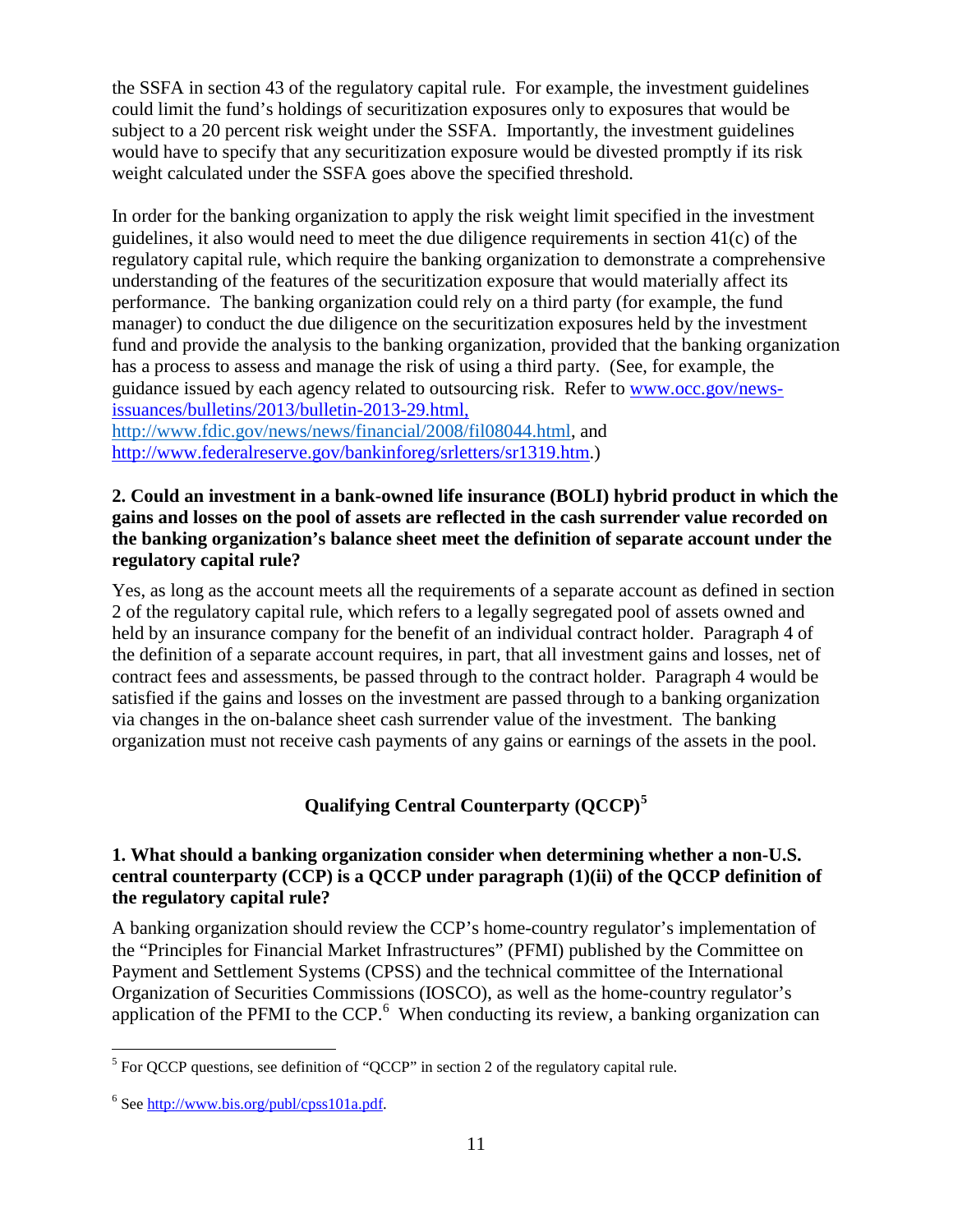the SSFA in section 43 of the regulatory capital rule. For example, the investment guidelines could limit the fund's holdings of securitization exposures only to exposures that would be subject to a 20 percent risk weight under the SSFA. Importantly, the investment guidelines would have to specify that any securitization exposure would be divested promptly if its risk weight calculated under the SSFA goes above the specified threshold.

In order for the banking organization to apply the risk weight limit specified in the investment guidelines, it also would need to meet the due diligence requirements in section 41(c) of the regulatory capital rule, which require the banking organization to demonstrate a comprehensive understanding of the features of the securitization exposure that would materially affect its performance. The banking organization could rely on a third party (for example, the fund manager) to conduct the due diligence on the securitization exposures held by the investment fund and provide the analysis to the banking organization, provided that the banking organization has a process to assess and manage the risk of using a third party. (See, for example, the guidance issued by each agency related to outsourcing risk. Refer to www.occ.gov/news-issuances/bulletins/2013/bulletin-2013-29.html, http://www.fdic.gov/news/news/financial/2008/fil08044.html, and http://www.federalreserve.gov/bankinforeg/srletters/sr1319.htm.)

**2. Could an investment in a bank-owned life insurance (BOLI) hybrid product in which the gains and losses on the pool of assets are reflected in the cash surrender value recorded on the banking organization's balance sheet meet the definition of separate account under the regulatory capital rule?**

Yes, as long as the account meets all the requirements of a separate account as defined in section 2 of the regulatory capital rule, which refers to a legally segregated pool of assets owned and held by an insurance company for the benefit of an individual contract holder. Paragraph 4 of the definition of a separate account requires, in part, that all investment gains and losses, net of contract fees and assessments, be passed through to the contract holder. Paragraph 4 would be satisfied if the gains and losses on the investment are passed through to a banking organization via changes in the on-balance sheet cash surrender value of the investment. The banking organization must not receive cash payments of any gains or earnings of the assets in the pool.

## Qualifying Central Counterparty (QCCP)[5]

**1. What should a banking organization consider when determining whether a non-U.S. central counterparty (CCP) is a QCCP under paragraph (1)(ii) of the QCCP definition of the regulatory capital rule?**

A banking organization should review the CCP's home-country regulator's implementation of the "Principles for Financial Market Infrastructures" (PFMI) published by the Committee on Payment and Settlement Systems (CPSS) and the technical committee of the International Organization of Securities Commissions (IOSCO), as well as the home-country regulator's application of the PFMI to the CCP.[6] When conducting its review, a banking organization can

---

[5] For QCCP questions, see definition of "QCCP" in section 2 of the regulatory capital rule.

[6] See http://www.bis.org/publ/cpss101a.pdf.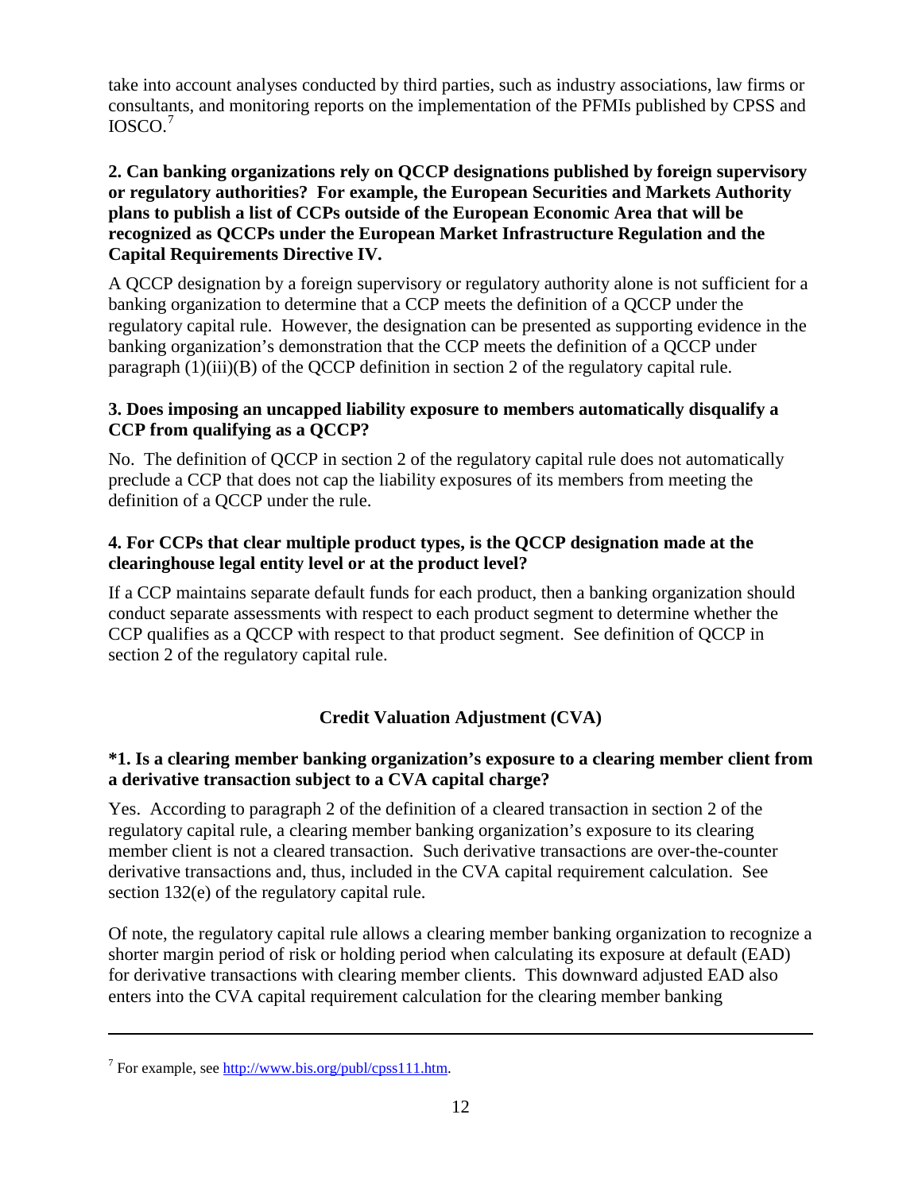take into account analyses conducted by third parties, such as industry associations, law firms or consultants, and monitoring reports on the implementation of the PFMIs published by CPSS and IOSCO.[7]

**2. Can banking organizations rely on QCCP designations published by foreign supervisory or regulatory authorities? For example, the European Securities and Markets Authority plans to publish a list of CCPs outside of the European Economic Area that will be recognized as QCCPs under the European Market Infrastructure Regulation and the Capital Requirements Directive IV.**

A QCCP designation by a foreign supervisory or regulatory authority alone is not sufficient for a banking organization to determine that a CCP meets the definition of a QCCP under the regulatory capital rule. However, the designation can be presented as supporting evidence in the banking organization's demonstration that the CCP meets the definition of a QCCP under paragraph (1)(iii)(B) of the QCCP definition in section 2 of the regulatory capital rule.

**3. Does imposing an uncapped liability exposure to members automatically disqualify a CCP from qualifying as a QCCP?**

No. The definition of QCCP in section 2 of the regulatory capital rule does not automatically preclude a CCP that does not cap the liability exposures of its members from meeting the definition of a QCCP under the rule.

**4. For CCPs that clear multiple product types, is the QCCP designation made at the clearinghouse legal entity level or at the product level?**

If a CCP maintains separate default funds for each product, then a banking organization should conduct separate assessments with respect to each product segment to determine whether the CCP qualifies as a QCCP with respect to that product segment. See definition of QCCP in section 2 of the regulatory capital rule.

## Credit Valuation Adjustment (CVA)

**\*1. Is a clearing member banking organization's exposure to a clearing member client from a derivative transaction subject to a CVA capital charge?**

Yes. According to paragraph 2 of the definition of a cleared transaction in section 2 of the regulatory capital rule, a clearing member banking organization's exposure to its clearing member client is not a cleared transaction. Such derivative transactions are over-the-counter derivative transactions and, thus, included in the CVA capital requirement calculation. See section 132(e) of the regulatory capital rule.

Of note, the regulatory capital rule allows a clearing member banking organization to recognize a shorter margin period of risk or holding period when calculating its exposure at default (EAD) for derivative transactions with clearing member clients. This downward adjusted EAD also enters into the CVA capital requirement calculation for the clearing member banking

[7] For example, see http://www.bis.org/publ/cpss111.htm.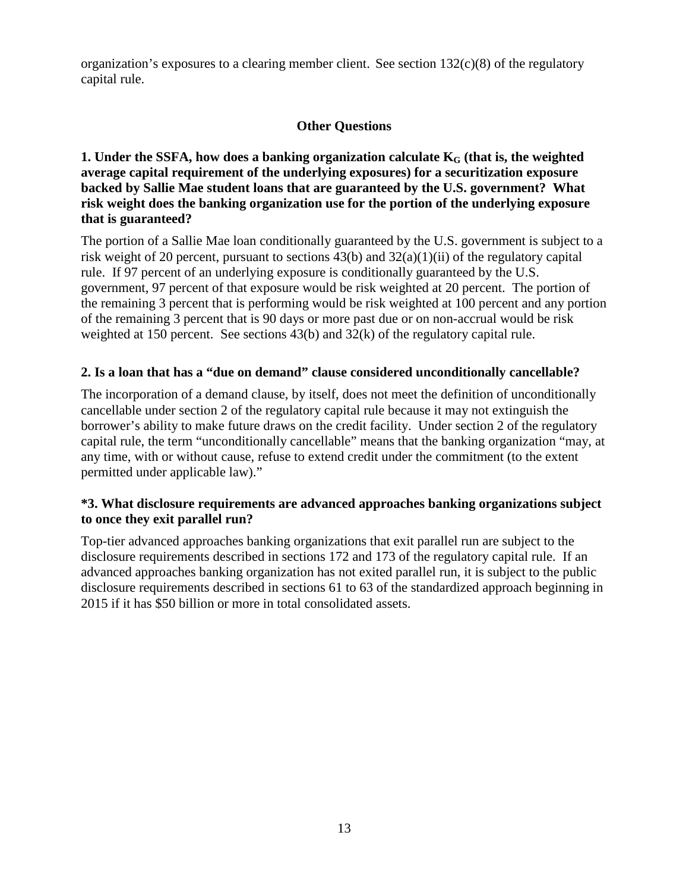organization's exposures to a clearing member client. See section 132(c)(8) of the regulatory capital rule.

## Other Questions

**1. Under the SSFA, how does a banking organization calculate $K_G$ (that is, the weighted average capital requirement of the underlying exposures) for a securitization exposure backed by Sallie Mae student loans that are guaranteed by the U.S. government? What risk weight does the banking organization use for the portion of the underlying exposure that is guaranteed?**

The portion of a Sallie Mae loan conditionally guaranteed by the U.S. government is subject to a risk weight of 20 percent, pursuant to sections 43(b) and 32(a)(1)(ii) of the regulatory capital rule. If 97 percent of an underlying exposure is conditionally guaranteed by the U.S. government, 97 percent of that exposure would be risk weighted at 20 percent. The portion of the remaining 3 percent that is performing would be risk weighted at 100 percent and any portion of the remaining 3 percent that is 90 days or more past due or on non-accrual would be risk weighted at 150 percent. See sections 43(b) and 32(k) of the regulatory capital rule.

**2. Is a loan that has a "due on demand" clause considered unconditionally cancellable?**

The incorporation of a demand clause, by itself, does not meet the definition of unconditionally cancellable under section 2 of the regulatory capital rule because it may not extinguish the borrower's ability to make future draws on the credit facility. Under section 2 of the regulatory capital rule, the term "unconditionally cancellable" means that the banking organization "may, at any time, with or without cause, refuse to extend credit under the commitment (to the extent permitted under applicable law)."

**\*3. What disclosure requirements are advanced approaches banking organizations subject to once they exit parallel run?**

Top-tier advanced approaches banking organizations that exit parallel run are subject to the disclosure requirements described in sections 172 and 173 of the regulatory capital rule. If an advanced approaches banking organization has not exited parallel run, it is subject to the public disclosure requirements described in sections 61 to 63 of the standardized approach beginning in 2015 if it has $50 billion or more in total consolidated assets.